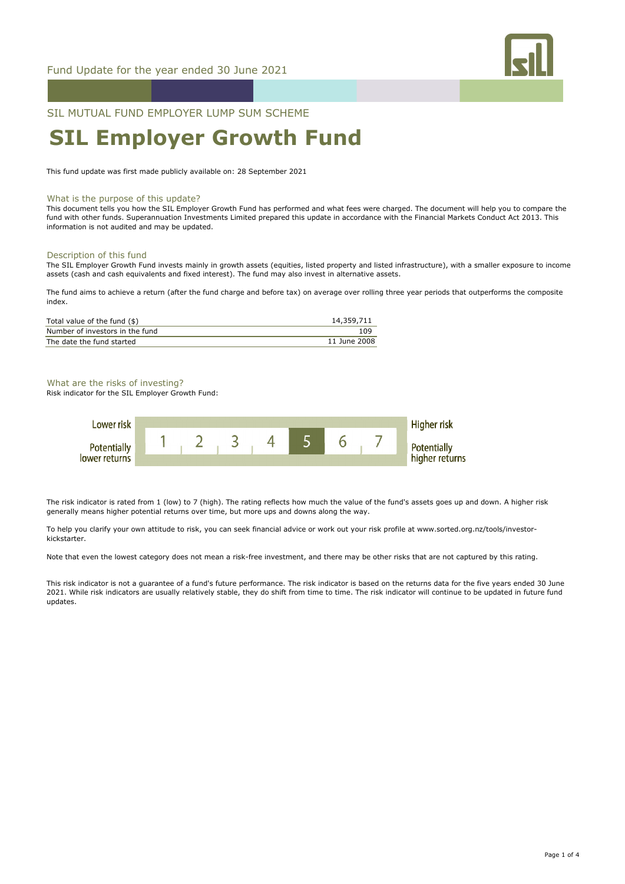Fund Update for the year ended 30 June 2021

SIL MUTUAL FUND EMPLOYER LUMP SUM SCHEME

# SIL Employer Growth Fund

This fund update was first made publicly available on: 28 September 2021

## What is the purpose of this update?

This document tells you how the SIL Employer Growth Fund has performed and what fees were charged. The document will help you to compare the fund with other funds. Superannuation Investments Limited prepared this update in accordance with the Financial Markets Conduct Act 2013. This information is not audited and may be updated.

## Description of this fund

The SIL Employer Growth Fund invests mainly in growth assets (equities, listed property and listed infrastructure), with a smaller exposure to income assets (cash and cash equivalents and fixed interest). The fund may also invest in alternative assets.

The fund aims to achieve a return (after the fund charge and before tax) on average over rolling three year periods that outperforms the composite index.

| | |
|---|---|
| Total value of the fund ($) | 14,359,711 |
| Number of investors in the fund | 109 |
| The date the fund started | 11 June 2008 |

## What are the risks of investing?

Risk indicator for the SIL Employer Growth Fund:

| Lower risk / Potentially lower returns | 1 | 2 | 3 | 4 | **5** | 6 | 7 | Higher risk / Potentially higher returns |
|---|---|---|---|---|---|---|---|---|

The risk indicator is rated from 1 (low) to 7 (high). The rating reflects how much the value of the fund's assets goes up and down. A higher risk generally means higher potential returns over time, but more ups and downs along the way.

To help you clarify your own attitude to risk, you can seek financial advice or work out your risk profile at www.sorted.org.nz/tools/investor-kickstarter.

Note that even the lowest category does not mean a risk-free investment, and there may be other risks that are not captured by this rating.

This risk indicator is not a guarantee of a fund's future performance. The risk indicator is based on the returns data for the five years ended 30 June 2021. While risk indicators are usually relatively stable, they do shift from time to time. The risk indicator will continue to be updated in future fund updates.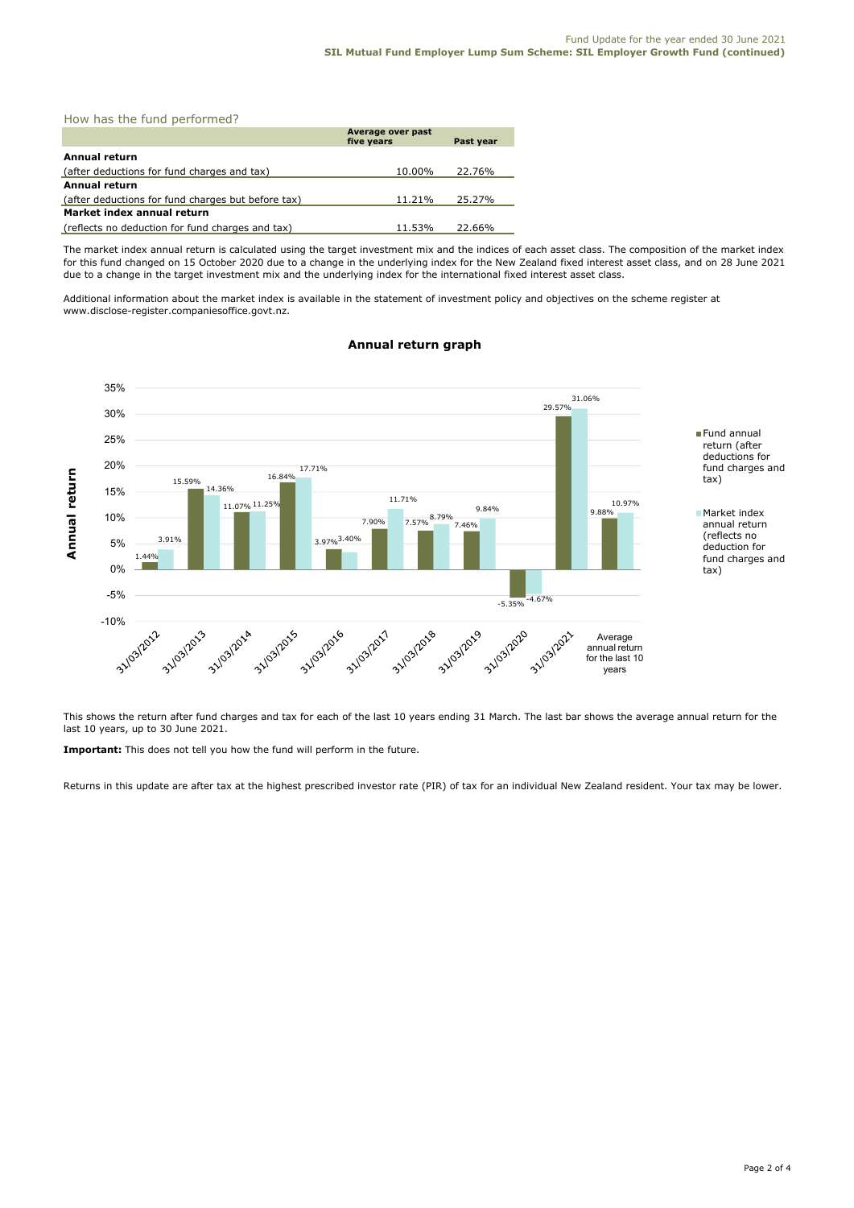## How has the fund performed?

| | Average over past five years | Past year |
|---|---|---|
| **Annual return** | | |
| (after deductions for fund charges and tax) | 10.00% | 22.76% |
| **Annual return** | | |
| (after deductions for fund charges but before tax) | 11.21% | 25.27% |
| **Market index annual return** | | |
| (reflects no deduction for fund charges and tax) | 11.53% | 22.66% |

The market index annual return is calculated using the target investment mix and the indices of each asset class. The composition of the market index for this fund changed on 15 October 2020 due to a change in the underlying index for the New Zealand fixed interest asset class, and on 28 June 2021 due to a change in the target investment mix and the underlying index for the international fixed interest asset class.

Additional information about the market index is available in the statement of investment policy and objectives on the scheme register at www.disclose-register.companiesoffice.govt.nz.

### Annual return graph

| | Fund annual return (after deductions for fund charges and tax) | Market index annual return (reflects no deduction for fund charges and tax) |
|---|---|---|
| 31/03/2012 | 1.44% | 3.91% |
| 31/03/2013 | 15.59% | 14.36% |
| 31/03/2014 | 11.07% | 11.25% |
| 31/03/2015 | 16.84% | 17.71% |
| 31/03/2016 | 3.97% | 3.40% |
| 31/03/2017 | 7.90% | 11.71% |
| 31/03/2018 | 7.57% | 8.79% |
| 31/03/2019 | 7.46% | 9.84% |
| 31/03/2020 | -5.35% | -4.67% |
| 31/03/2021 | 29.57% | 31.06% |
| Average annual return for the last 10 years | 9.88% | 10.97% |

This shows the return after fund charges and tax for each of the last 10 years ending 31 March. The last bar shows the average annual return for the last 10 years, up to 30 June 2021.

**Important:** This does not tell you how the fund will perform in the future.

Returns in this update are after tax at the highest prescribed investor rate (PIR) of tax for an individual New Zealand resident. Your tax may be lower.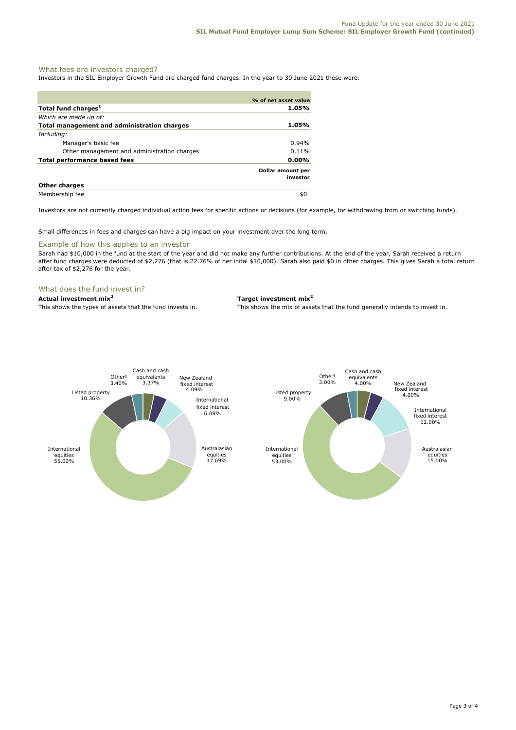## What fees are investors charged?

Investors in the SIL Employer Growth Fund are charged fund charges. In the year to 30 June 2021 these were:

| | % of net asset value |
|---|---|
| **Total fund charges[1]** | **1.05%** |
| *Which are made up of:* | |
| **Total management and administration charges** | **1.05%** |
| *Including:* | |
| Manager's basic fee | 0.94% |
| Other management and administration charges | 0.11% |
| **Total performance based fees** | **0.00%** |
| | **Dollar amount per investor** |
| **Other charges** | |
| Membership fee | $0 |

Investors are not currently charged individual action fees for specific actions or decisions (for example, for withdrawing from or switching funds).

Small differences in fees and charges can have a big impact on your investment over the long term.

### Example of how this applies to an investor

Sarah had $10,000 in the fund at the start of the year and did not make any further contributions. At the end of the year, Sarah received a return after fund charges were deducted of $2,276 (that is 22.76% of her inital $10,000). Sarah also paid $0 in other charges. This gives Sarah a total return after tax of $2,276 for the year.

## What does the fund invest in?

**Actual investment mix[2]**

This shows the types of assets that the fund invests in.

| Asset | % |
|---|---|
| Cash and cash equivalents | 3.37% |
| New Zealand fixed interest | 4.09% |
| International fixed interest | 6.09% |
| Australasian equities | 17.69% |
| International equities | 55.00% |
| Listed property | 10.36% |
| Other[3] | 3.40% |

**Target investment mix[2]**

This shows the mix of assets that the fund generally intends to invest in.

| Asset | % |
|---|---|
| Cash and cash equivalents | 4.00% |
| New Zealand fixed interest | 4.00% |
| International fixed interest | 12.00% |
| Australasian equities | 15.00% |
| International equities | 53.00% |
| Listed property | 9.00% |
| Other[3] | 3.00% |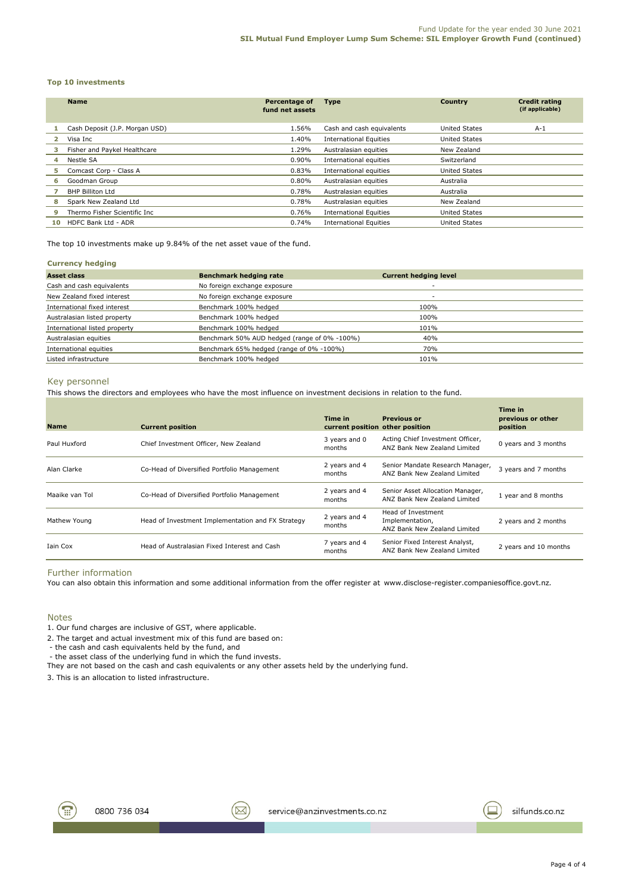### Top 10 investments

| | Name | Percentage of fund net assets | Type | Country | Credit rating (if applicable) |
|---|---|---|---|---|---|
| 1 | Cash Deposit (J.P. Morgan USD) | 1.56% | Cash and cash equivalents | United States | A-1 |
| 2 | Visa Inc | 1.40% | International Equities | United States | |
| 3 | Fisher and Paykel Healthcare | 1.29% | Australasian equities | New Zealand | |
| 4 | Nestle SA | 0.90% | International equities | Switzerland | |
| 5 | Comcast Corp - Class A | 0.83% | International equities | United States | |
| 6 | Goodman Group | 0.80% | Australasian equities | Australia | |
| 7 | BHP Billiton Ltd | 0.78% | Australasian equities | Australia | |
| 8 | Spark New Zealand Ltd | 0.78% | Australasian equities | New Zealand | |
| 9 | Thermo Fisher Scientific Inc | 0.76% | International Equities | United States | |
| 10 | HDFC Bank Ltd - ADR | 0.74% | International Equities | United States | |

The top 10 investments make up 9.84% of the net asset vaue of the fund.

### Currency hedging

| Asset class | Benchmark hedging rate | Current hedging level |
|---|---|---|
| Cash and cash equivalents | No foreign exchange exposure | - |
| New Zealand fixed interest | No foreign exchange exposure | - |
| International fixed interest | Benchmark 100% hedged | 100% |
| Australasian listed property | Benchmark 100% hedged | 100% |
| International listed property | Benchmark 100% hedged | 101% |
| Australasian equities | Benchmark 50% AUD hedged (range of 0% -100%) | 40% |
| International equities | Benchmark 65% hedged (range of 0% -100%) | 70% |
| Listed infrastructure | Benchmark 100% hedged | 101% |

## Key personnel

This shows the directors and employees who have the most influence on investment decisions in relation to the fund.

| Name | Current position | Time in current position | Previous or other position | Time in previous or other position |
|---|---|---|---|---|
| Paul Huxford | Chief Investment Officer, New Zealand | 3 years and 0 months | Acting Chief Investment Officer, ANZ Bank New Zealand Limited | 0 years and 3 months |
| Alan Clarke | Co-Head of Diversified Portfolio Management | 2 years and 4 months | Senior Mandate Research Manager, ANZ Bank New Zealand Limited | 3 years and 7 months |
| Maaike van Tol | Co-Head of Diversified Portfolio Management | 2 years and 4 months | Senior Asset Allocation Manager, ANZ Bank New Zealand Limited | 1 year and 8 months |
| Mathew Young | Head of Investment Implementation and FX Strategy | 2 years and 4 months | Head of Investment Implementation, ANZ Bank New Zealand Limited | 2 years and 2 months |
| Iain Cox | Head of Australasian Fixed Interest and Cash | 7 years and 4 months | Senior Fixed Interest Analyst, ANZ Bank New Zealand Limited | 2 years and 10 months |

## Further information

You can also obtain this information and some additional information from the offer register at www.disclose-register.companiesoffice.govt.nz.

## Notes

1. Our fund charges are inclusive of GST, where applicable.
2. The target and actual investment mix of this fund are based on:
   - the cash and cash equivalents held by the fund, and
   - the asset class of the underlying fund in which the fund invests.

   They are not based on the cash and cash equivalents or any other assets held by the underlying fund.
3. This is an allocation to listed infrastructure.

0800 736 034 service@anzinvestments.co.nz silfunds.co.nz